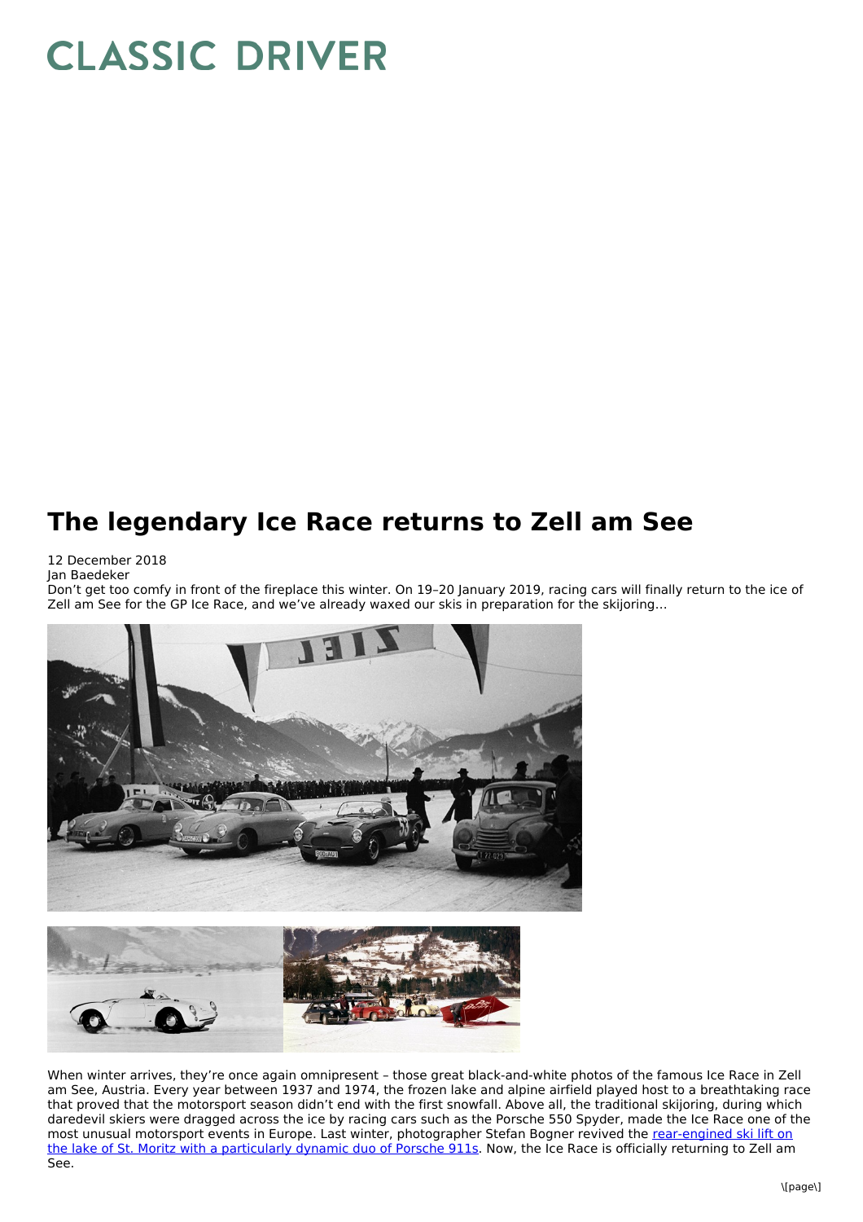# CLASSIC DRIVER

## The legendary Ice Race returns to Zell am See

12 December 2018
Jan Baedeker

Don't get too comfy in front of the fireplace this winter. On 19–20 January 2019, racing cars will finally return to the ice of Zell am See for the GP Ice Race, and we've already waxed our skis in preparation for the skijoring…

When winter arrives, they're once again omnipresent – those great black-and-white photos of the famous Ice Race in Zell am See, Austria. Every year between 1937 and 1974, the frozen lake and alpine airfield played host to a breathtaking race that proved that the motorsport season didn't end with the first snowfall. Above all, the traditional skijoring, during which daredevil skiers were dragged across the ice by racing cars such as the Porsche 550 Spyder, made the Ice Race one of the most unusual motorsport events in Europe. Last winter, photographer Stefan Bogner revived the [rear-engined ski lift on the lake of St. Moritz with a particularly dynamic duo of Porsche 911s](). Now, the Ice Race is officially returning to Zell am See.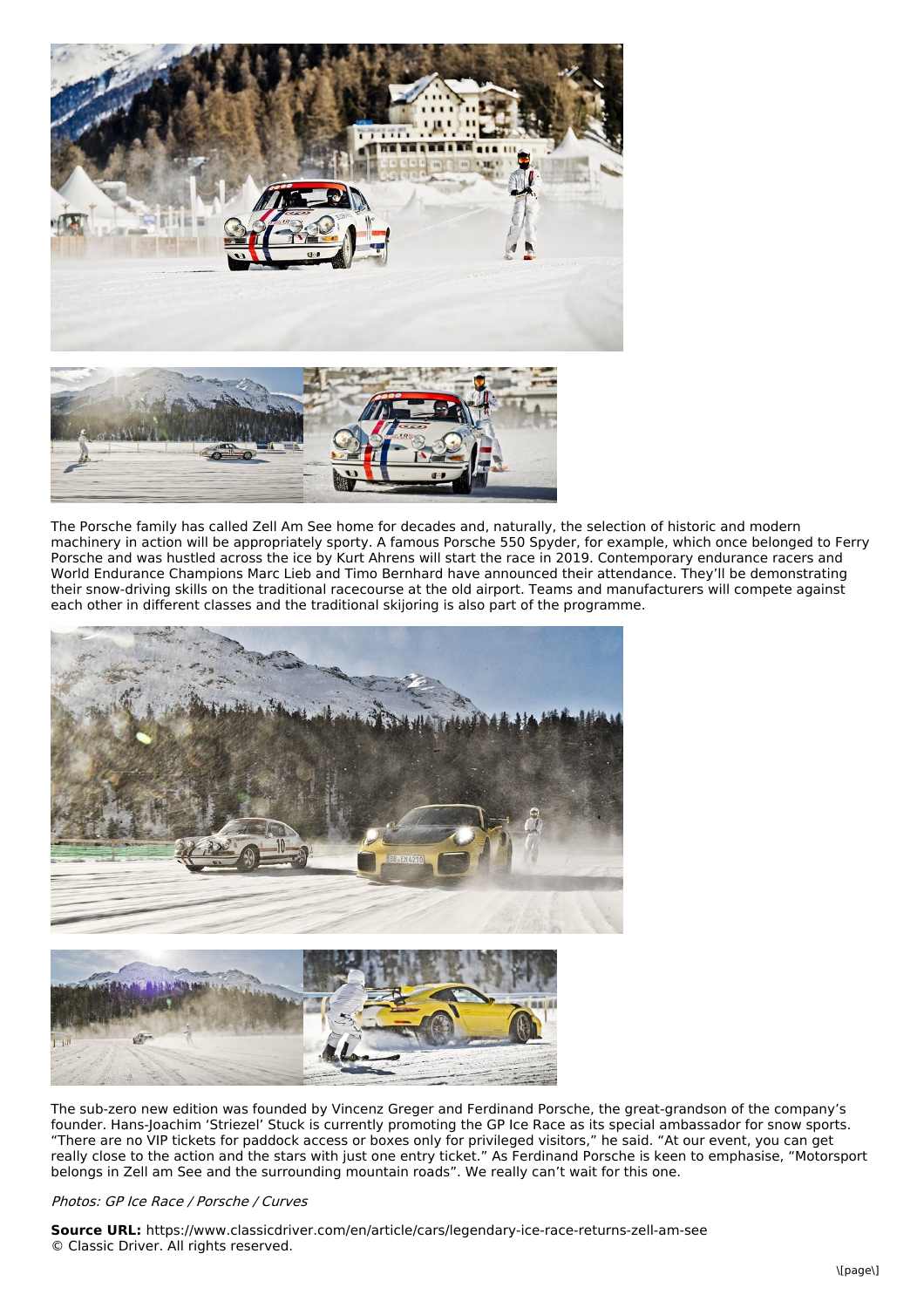The Porsche family has called Zell Am See home for decades and, naturally, the selection of historic and modern machinery in action will be appropriately sporty. A famous Porsche 550 Spyder, for example, which once belonged to Ferry Porsche and was hustled across the ice by Kurt Ahrens will start the race in 2019. Contemporary endurance racers and World Endurance Champions Marc Lieb and Timo Bernhard have announced their attendance. They'll be demonstrating their snow-driving skills on the traditional racecourse at the old airport. Teams and manufacturers will compete against each other in different classes and the traditional skijoring is also part of the programme.

The sub-zero new edition was founded by Vincenz Greger and Ferdinand Porsche, the great-grandson of the company's founder. Hans-Joachim 'Striezel' Stuck is currently promoting the GP Ice Race as its special ambassador for snow sports. "There are no VIP tickets for paddock access or boxes only for privileged visitors," he said. "At our event, you can get really close to the action and the stars with just one entry ticket." As Ferdinand Porsche is keen to emphasise, "Motorsport belongs in Zell am See and the surrounding mountain roads". We really can't wait for this one.

*Photos: GP Ice Race / Porsche / Curves*

**Source URL:** https://www.classicdriver.com/en/article/cars/legendary-ice-race-returns-zell-am-see
© Classic Driver. All rights reserved.